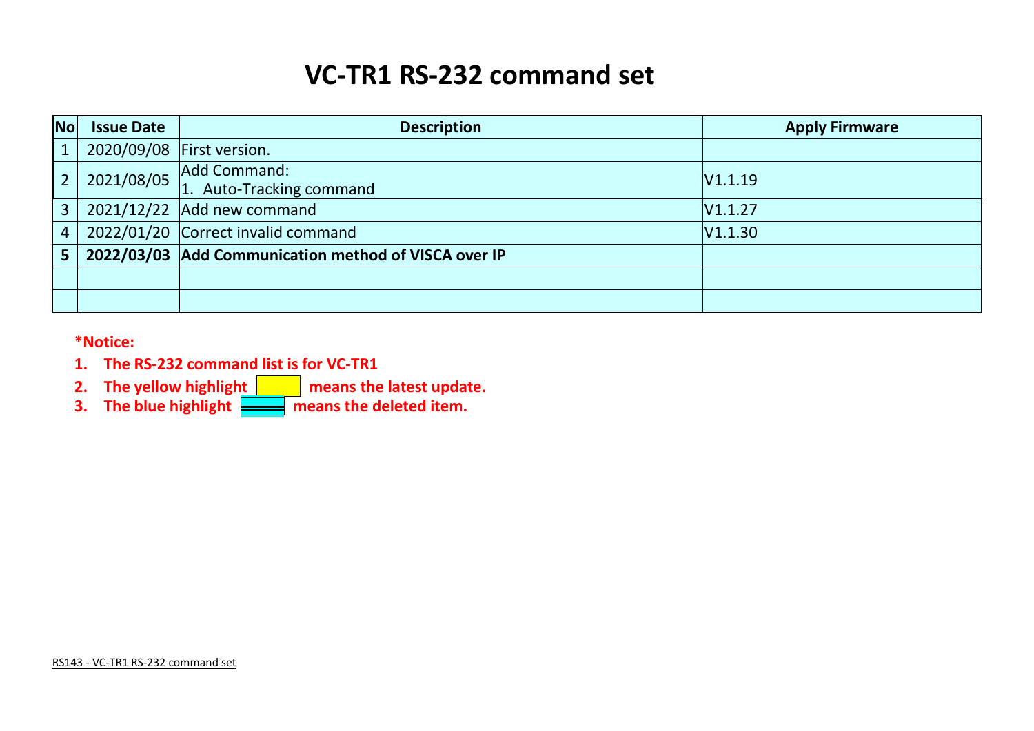# VC-TR1 RS-232 command set

| No | Issue Date | Description | Apply Firmware |
|---|---|---|---|
| 1 | 2020/09/08 | First version. | |
| 2 | 2021/08/05 | Add Command:<br>1. Auto-Tracking command | V1.1.19 |
| 3 | 2021/12/22 | Add new command | V1.1.27 |
| 4 | 2022/01/20 | Correct invalid command | V1.1.30 |
| **5** | **2022/03/03** | **Add Communication method of VISCA over IP** | |
| | | | |
| | | | |

**\*Notice:**

1. **The RS-232 command list is for VC-TR1**
2. **The yellow highlight means the latest update.**
3. **The blue highlight means the deleted item.**

RS143 - VC-TR1 RS-232 command set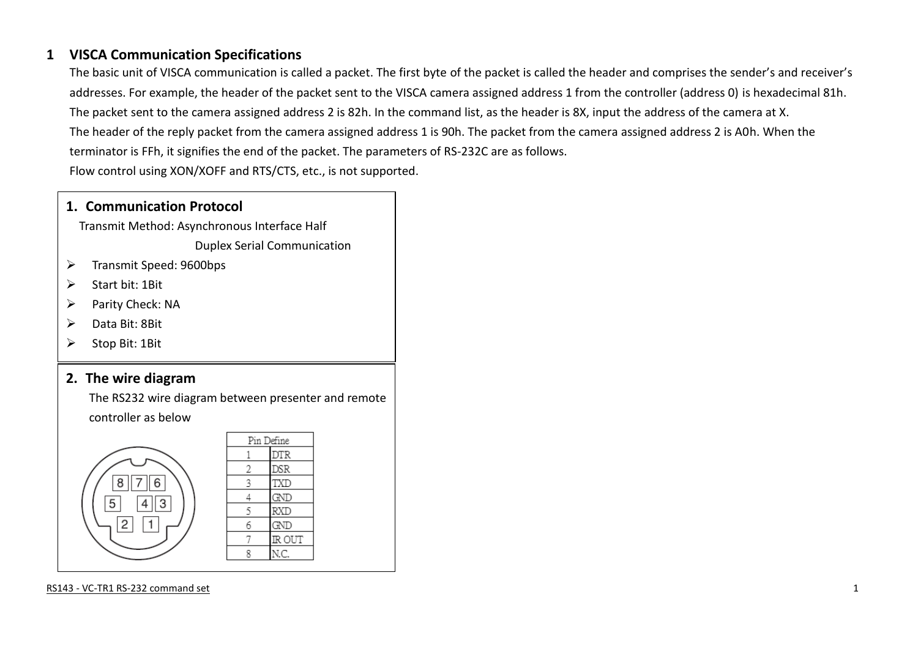# 1 VISCA Communication Specifications

The basic unit of VISCA communication is called a packet. The first byte of the packet is called the header and comprises the sender's and receiver's addresses. For example, the header of the packet sent to the VISCA camera assigned address 1 from the controller (address 0) is hexadecimal 81h. The packet sent to the camera assigned address 2 is 82h. In the command list, as the header is 8X, input the address of the camera at X.

The header of the reply packet from the camera assigned address 1 is 90h. The packet from the camera assigned address 2 is A0h. When the terminator is FFh, it signifies the end of the packet. The parameters of RS-232C are as follows.

Flow control using XON/XOFF and RTS/CTS, etc., is not supported.

## 1. Communication Protocol

Transmit Method: Asynchronous Interface Half Duplex Serial Communication

- Transmit Speed: 9600bps
- Start bit: 1Bit
- Parity Check: NA
- Data Bit: 8Bit
- Stop Bit: 1Bit

## 2. The wire diagram

The RS232 wire diagram between presenter and remote controller as below

| Pin Define | |
|---|---|
| 1 | DTR |
| 2 | DSR |
| 3 | TXD |
| 4 | GND |
| 5 | RXD |
| 6 | GND |
| 7 | IR OUT |
| 8 | N.C. |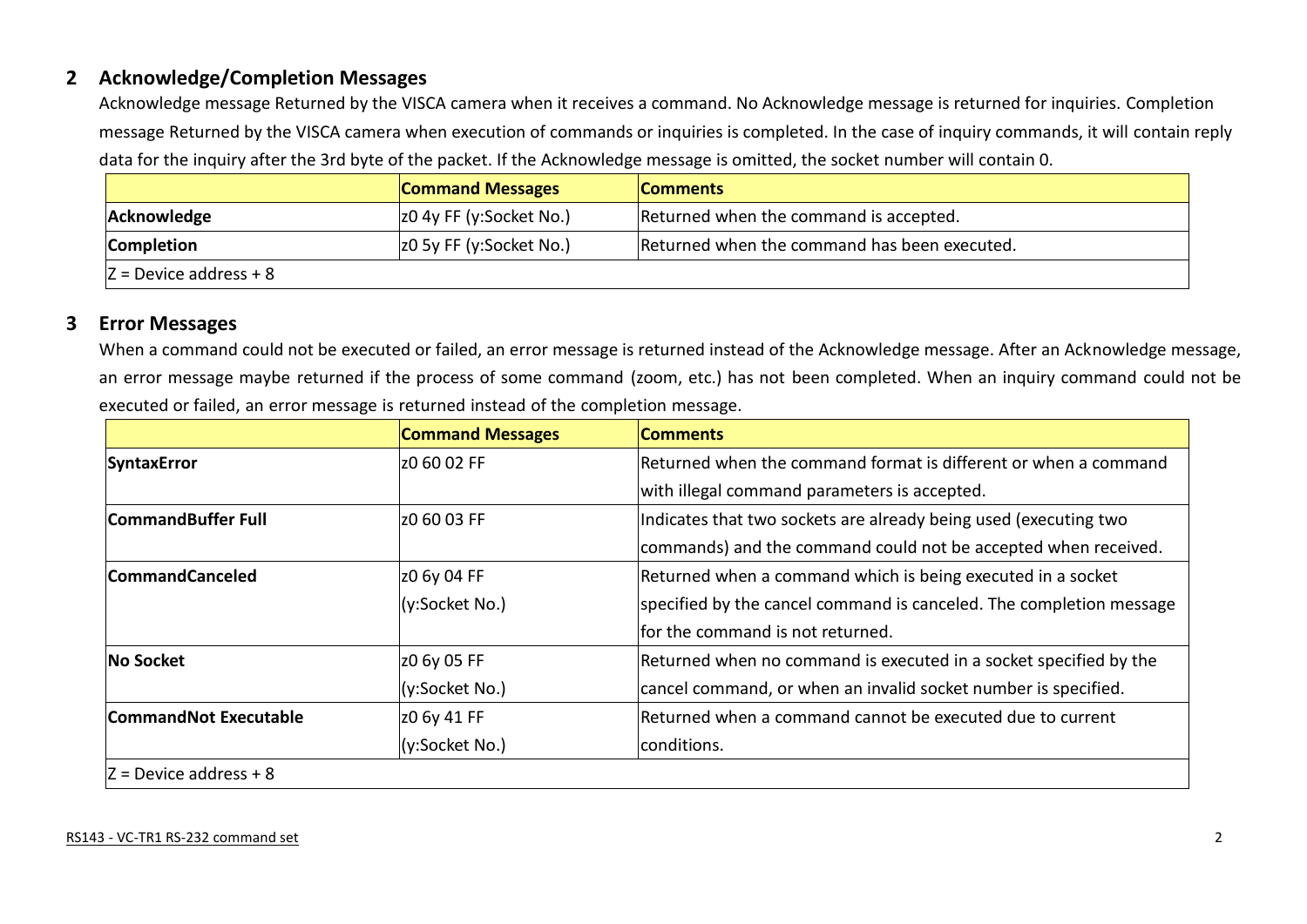## 2 Acknowledge/Completion Messages

Acknowledge message Returned by the VISCA camera when it receives a command. No Acknowledge message is returned for inquiries. Completion message Returned by the VISCA camera when execution of commands or inquiries is completed. In the case of inquiry commands, it will contain reply data for the inquiry after the 3rd byte of the packet. If the Acknowledge message is omitted, the socket number will contain 0.

| | Command Messages | Comments |
|---|---|---|
| **Acknowledge** | z0 4y FF (y:Socket No.) | Returned when the command is accepted. |
| **Completion** | z0 5y FF (y:Socket No.) | Returned when the command has been executed. |
| Z = Device address + 8 | | |

## 3 Error Messages

When a command could not be executed or failed, an error message is returned instead of the Acknowledge message. After an Acknowledge message, an error message maybe returned if the process of some command (zoom, etc.) has not been completed. When an inquiry command could not be executed or failed, an error message is returned instead of the completion message.

| | Command Messages | Comments |
|---|---|---|
| **SyntaxError** | z0 60 02 FF | Returned when the command format is different or when a command with illegal command parameters is accepted. |
| **CommandBuffer Full** | z0 60 03 FF | Indicates that two sockets are already being used (executing two commands) and the command could not be accepted when received. |
| **CommandCanceled** | z0 6y 04 FF (y:Socket No.) | Returned when a command which is being executed in a socket specified by the cancel command is canceled. The completion message for the command is not returned. |
| **No Socket** | z0 6y 05 FF (y:Socket No.) | Returned when no command is executed in a socket specified by the cancel command, or when an invalid socket number is specified. |
| **CommandNot Executable** | z0 6y 41 FF (y:Socket No.) | Returned when a command cannot be executed due to current conditions. |
| Z = Device address + 8 | | |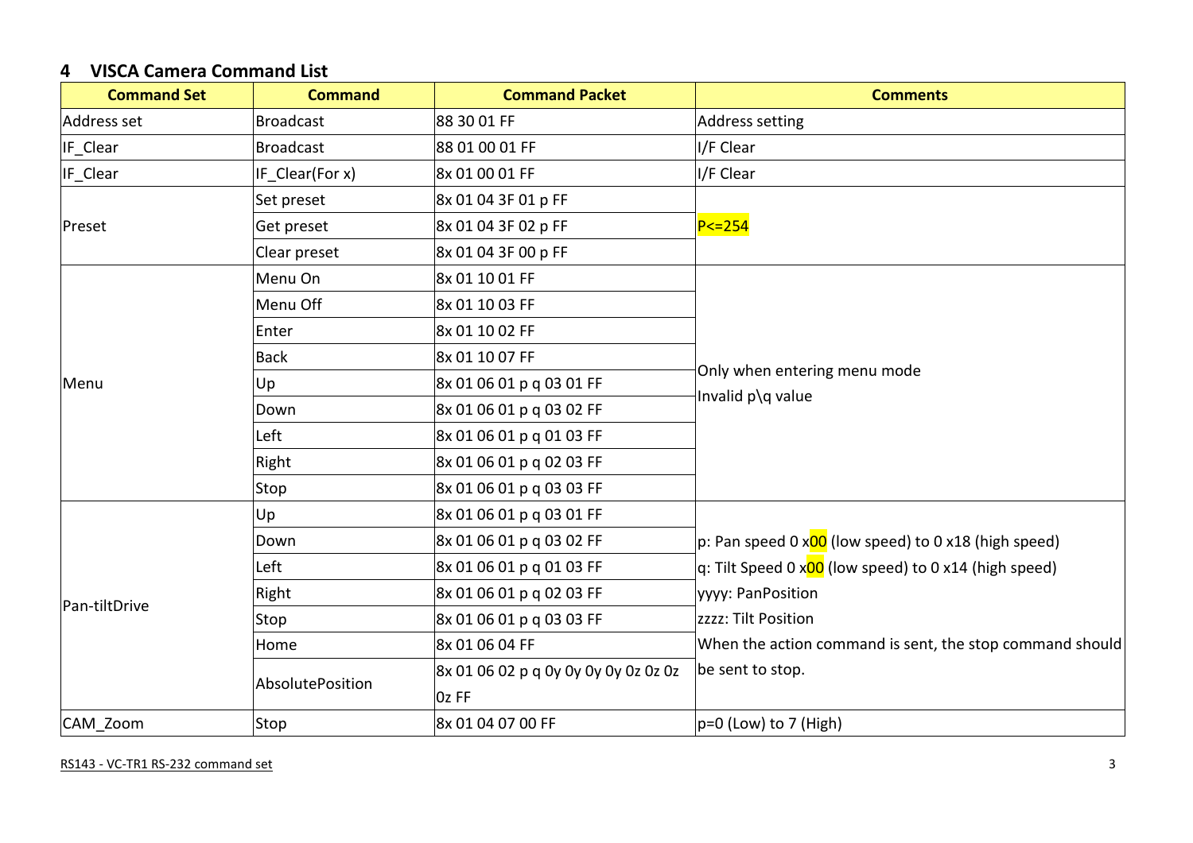## 4 VISCA Camera Command List

| Command Set | Command | Command Packet | Comments |
|---|---|---|---|
| Address set | Broadcast | 88 30 01 FF | Address setting |
| IF_Clear | Broadcast | 88 01 00 01 FF | I/F Clear |
| IF_Clear | IF_Clear(For x) | 8x 01 00 01 FF | I/F Clear |
| Preset | Set preset | 8x 01 04 3F 01 p FF | P<=254 |
| | Get preset | 8x 01 04 3F 02 p FF | |
| | Clear preset | 8x 01 04 3F 00 p FF | |
| Menu | Menu On | 8x 01 10 01 FF | Only when entering menu mode<br>Invalid p\q value |
| | Menu Off | 8x 01 10 03 FF | |
| | Enter | 8x 01 10 02 FF | |
| | Back | 8x 01 10 07 FF | |
| | Up | 8x 01 06 01 p q 03 01 FF | |
| | Down | 8x 01 06 01 p q 03 02 FF | |
| | Left | 8x 01 06 01 p q 01 03 FF | |
| | Right | 8x 01 06 01 p q 02 03 FF | |
| | Stop | 8x 01 06 01 p q 03 03 FF | |
| Pan-tiltDrive | Up | 8x 01 06 01 p q 03 01 FF | p: Pan speed 0 x00 (low speed) to 0 x18 (high speed)<br>q: Tilt Speed 0 x00 (low speed) to 0 x14 (high speed)<br>yyyy: PanPosition<br>zzzz: Tilt Position<br>When the action command is sent, the stop command should be sent to stop. |
| | Down | 8x 01 06 01 p q 03 02 FF | |
| | Left | 8x 01 06 01 p q 01 03 FF | |
| | Right | 8x 01 06 01 p q 02 03 FF | |
| | Stop | 8x 01 06 01 p q 03 03 FF | |
| | Home | 8x 01 06 04 FF | |
| | AbsolutePosition | 8x 01 06 02 p q 0y 0y 0y 0y 0z 0z 0z 0z FF | |
| CAM_Zoom | Stop | 8x 01 04 07 00 FF | p=0 (Low) to 7 (High) |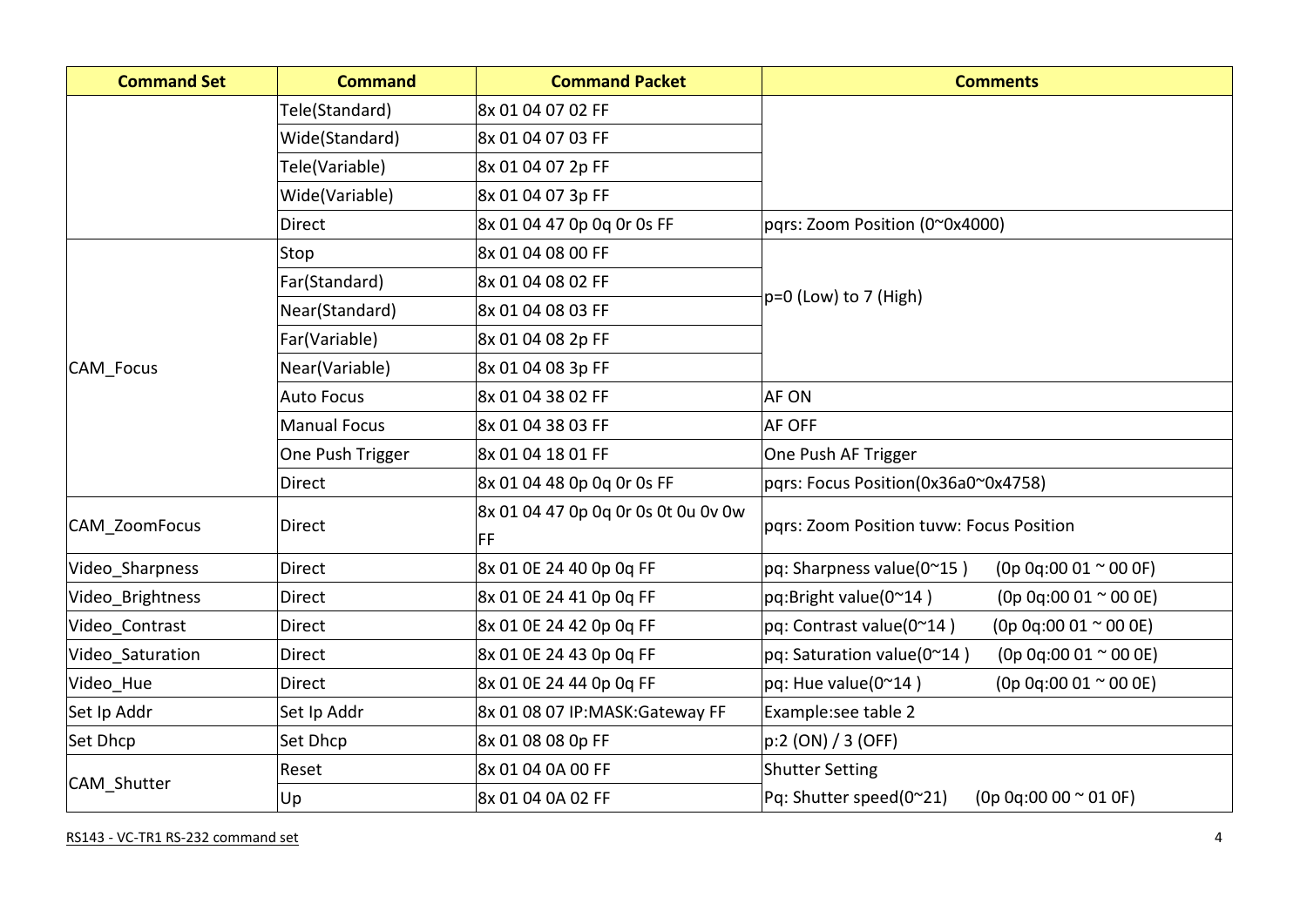| Command Set | Command | Command Packet | Comments |
|---|---|---|---|
| | Tele(Standard) | 8x 01 04 07 02 FF | |
| | Wide(Standard) | 8x 01 04 07 03 FF | |
| | Tele(Variable) | 8x 01 04 07 2p FF | |
| | Wide(Variable) | 8x 01 04 07 3p FF | |
| | Direct | 8x 01 04 47 0p 0q 0r 0s FF | pqrs: Zoom Position (0~0x4000) |
| CAM_Focus | Stop | 8x 01 04 08 00 FF | p=0 (Low) to 7 (High) |
| | Far(Standard) | 8x 01 04 08 02 FF | |
| | Near(Standard) | 8x 01 04 08 03 FF | |
| | Far(Variable) | 8x 01 04 08 2p FF | |
| | Near(Variable) | 8x 01 04 08 3p FF | |
| | Auto Focus | 8x 01 04 38 02 FF | AF ON |
| | Manual Focus | 8x 01 04 38 03 FF | AF OFF |
| | One Push Trigger | 8x 01 04 18 01 FF | One Push AF Trigger |
| | Direct | 8x 01 04 48 0p 0q 0r 0s FF | pqrs: Focus Position(0x36a0~0x4758) |
| CAM_ZoomFocus | Direct | 8x 01 04 47 0p 0q 0r 0s 0t 0u 0v 0w FF | pqrs: Zoom Position tuvw: Focus Position |
| Video_Sharpness | Direct | 8x 01 0E 24 40 0p 0q FF | pq: Sharpness value(0~15 ) (0p 0q:00 01 ~ 00 0F) |
| Video_Brightness | Direct | 8x 01 0E 24 41 0p 0q FF | pq:Bright value(0~14 ) (0p 0q:00 01 ~ 00 0E) |
| Video_Contrast | Direct | 8x 01 0E 24 42 0p 0q FF | pq: Contrast value(0~14 ) (0p 0q:00 01 ~ 00 0E) |
| Video_Saturation | Direct | 8x 01 0E 24 43 0p 0q FF | pq: Saturation value(0~14 ) (0p 0q:00 01 ~ 00 0E) |
| Video_Hue | Direct | 8x 01 0E 24 44 0p 0q FF | pq: Hue value(0~14 ) (0p 0q:00 01 ~ 00 0E) |
| Set Ip Addr | Set Ip Addr | 8x 01 08 07 IP:MASK:Gateway FF | Example:see table 2 |
| Set Dhcp | Set Dhcp | 8x 01 08 08 0p FF | p:2 (ON) / 3 (OFF) |
| CAM_Shutter | Reset | 8x 01 04 0A 00 FF | Shutter Setting |
| | Up | 8x 01 04 0A 02 FF | Pq: Shutter speed(0~21) (0p 0q:00 00 ~ 01 0F) |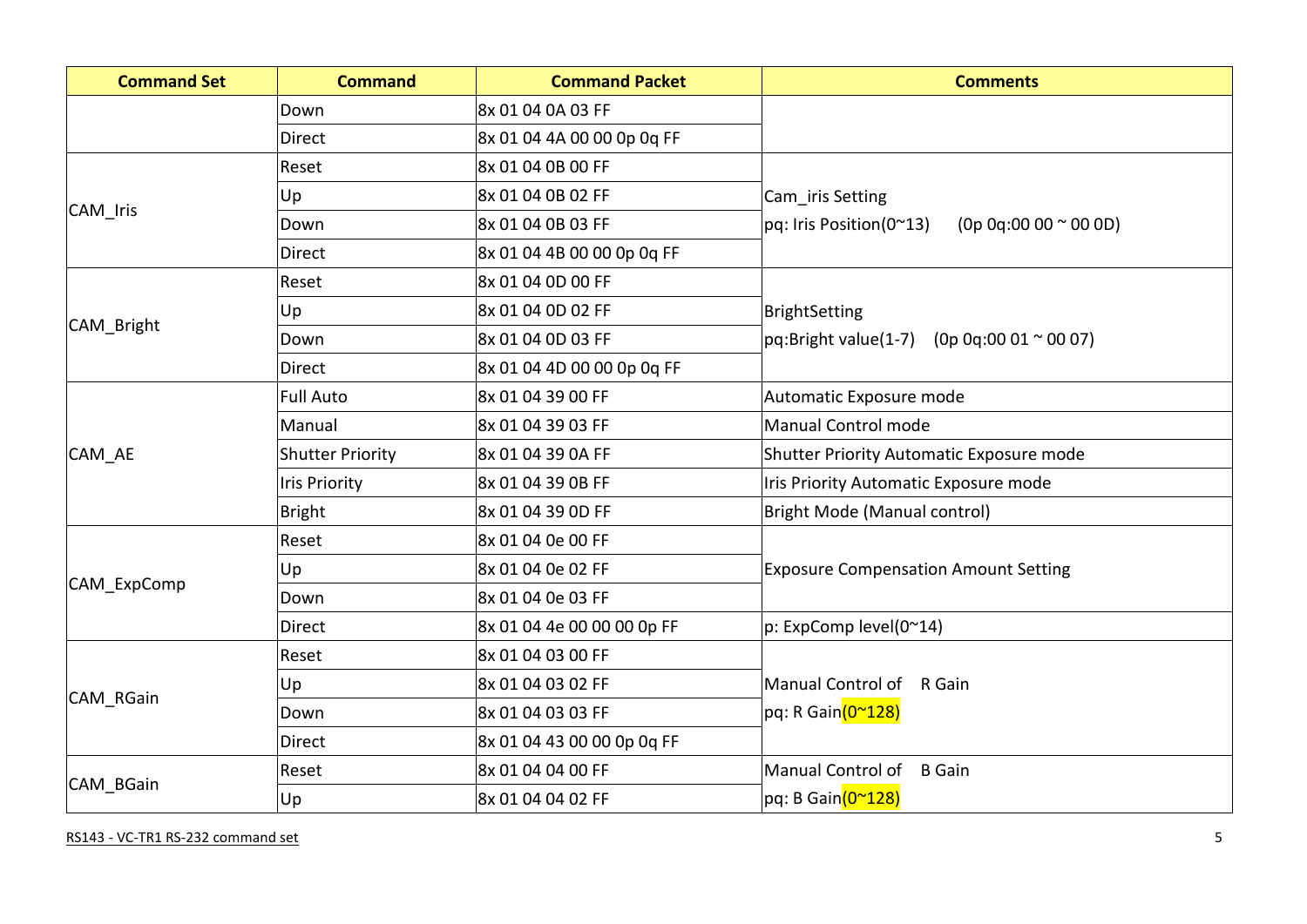| Command Set | Command | Command Packet | Comments |
|---|---|---|---|
| | Down | 8x 01 04 0A 03 FF | |
| | Direct | 8x 01 04 4A 00 00 0p 0q FF | |
| CAM_Iris | Reset | 8x 01 04 0B 00 FF | Cam_iris Setting<br>pq: Iris Position(0~13)   (0p 0q:00 00 ~ 00 0D) |
| | Up | 8x 01 04 0B 02 FF | |
| | Down | 8x 01 04 0B 03 FF | |
| | Direct | 8x 01 04 4B 00 00 0p 0q FF | |
| CAM_Bright | Reset | 8x 01 04 0D 00 FF | BrightSetting<br>pq:Bright value(1-7)   (0p 0q:00 01 ~ 00 07) |
| | Up | 8x 01 04 0D 02 FF | |
| | Down | 8x 01 04 0D 03 FF | |
| | Direct | 8x 01 04 4D 00 00 0p 0q FF | |
| CAM_AE | Full Auto | 8x 01 04 39 00 FF | Automatic Exposure mode |
| | Manual | 8x 01 04 39 03 FF | Manual Control mode |
| | Shutter Priority | 8x 01 04 39 0A FF | Shutter Priority Automatic Exposure mode |
| | Iris Priority | 8x 01 04 39 0B FF | Iris Priority Automatic Exposure mode |
| | Bright | 8x 01 04 39 0D FF | Bright Mode (Manual control) |
| CAM_ExpComp | Reset | 8x 01 04 0e 00 FF | Exposure Compensation Amount Setting |
| | Up | 8x 01 04 0e 02 FF | |
| | Down | 8x 01 04 0e 03 FF | |
| | Direct | 8x 01 04 4e 00 00 00 0p FF | p: ExpComp level(0~14) |
| CAM_RGain | Reset | 8x 01 04 03 00 FF | Manual Control of R Gain<br>pq: R Gain(0~128) |
| | Up | 8x 01 04 03 02 FF | |
| | Down | 8x 01 04 03 03 FF | |
| | Direct | 8x 01 04 43 00 00 0p 0q FF | |
| CAM_BGain | Reset | 8x 01 04 04 00 FF | Manual Control of B Gain<br>pq: B Gain(0~128) |
| | Up | 8x 01 04 04 02 FF | |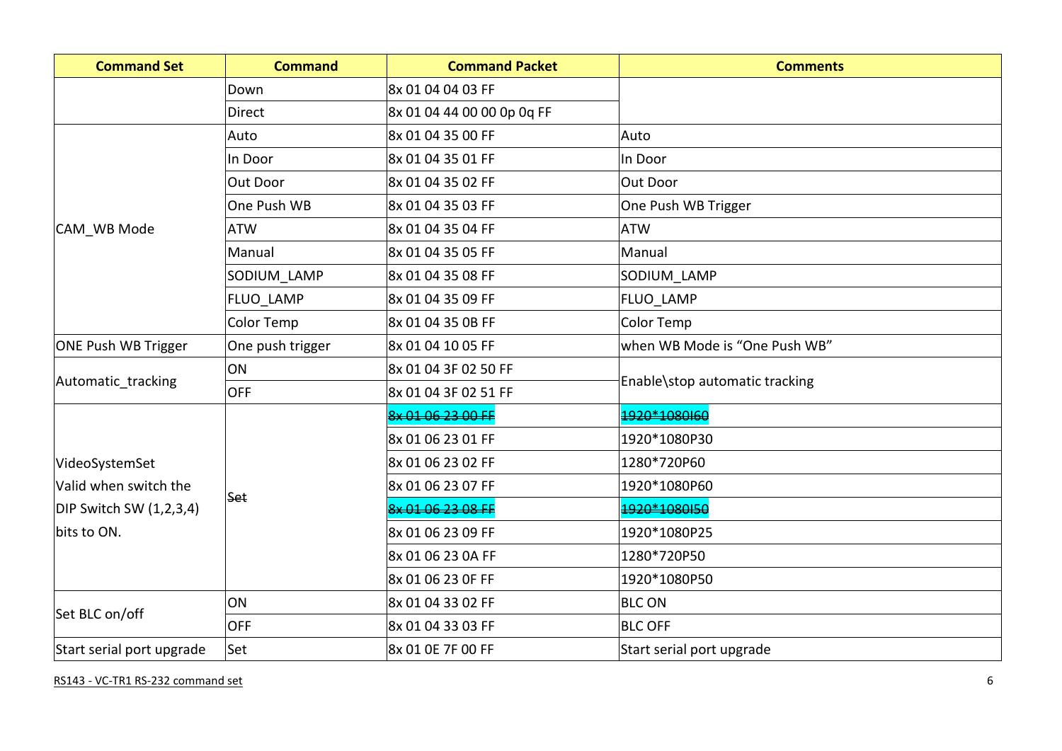| Command Set | Command | Command Packet | Comments |
|---|---|---|---|
| | Down | 8x 01 04 04 03 FF | |
| | Direct | 8x 01 04 44 00 00 0p 0q FF | |
| CAM_WB Mode | Auto | 8x 01 04 35 00 FF | Auto |
| | In Door | 8x 01 04 35 01 FF | In Door |
| | Out Door | 8x 01 04 35 02 FF | Out Door |
| | One Push WB | 8x 01 04 35 03 FF | One Push WB Trigger |
| | ATW | 8x 01 04 35 04 FF | ATW |
| | Manual | 8x 01 04 35 05 FF | Manual |
| | SODIUM_LAMP | 8x 01 04 35 08 FF | SODIUM_LAMP |
| | FLUO_LAMP | 8x 01 04 35 09 FF | FLUO_LAMP |
| | Color Temp | 8x 01 04 35 0B FF | Color Temp |
| ONE Push WB Trigger | One push trigger | 8x 01 04 10 05 FF | when WB Mode is "One Push WB" |
| Automatic_tracking | ON | 8x 01 04 3F 02 50 FF | Enable\stop automatic tracking |
| | OFF | 8x 01 04 3F 02 51 FF | |
| VideoSystemSet Valid when switch the DIP Switch SW (1,2,3,4) bits to ON. | ~~Set~~ | ~~8x 01 06 23 00 FF~~ | ~~1920*1080I60~~ |
| | | 8x 01 06 23 01 FF | 1920*1080P30 |
| | | 8x 01 06 23 02 FF | 1280*720P60 |
| | | 8x 01 06 23 07 FF | 1920*1080P60 |
| | | ~~8x 01 06 23 08 FF~~ | ~~1920*1080I50~~ |
| | | 8x 01 06 23 09 FF | 1920*1080P25 |
| | | 8x 01 06 23 0A FF | 1280*720P50 |
| | | 8x 01 06 23 0F FF | 1920*1080P50 |
| Set BLC on/off | ON | 8x 01 04 33 02 FF | BLC ON |
| | OFF | 8x 01 04 33 03 FF | BLC OFF |
| Start serial port upgrade | Set | 8x 01 0E 7F 00 FF | Start serial port upgrade |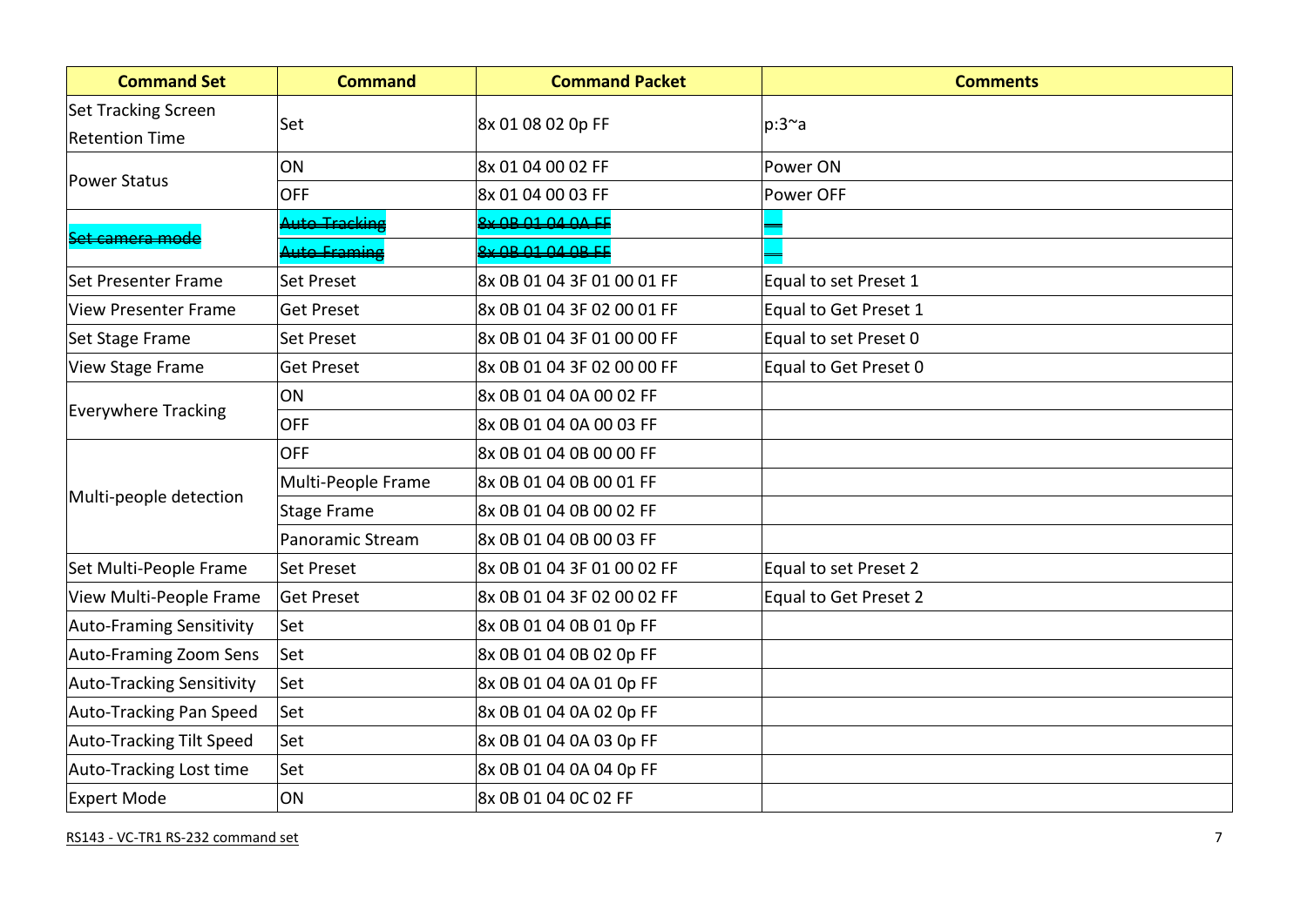| Command Set | Command | Command Packet | Comments |
|---|---|---|---|
| Set Tracking Screen Retention Time | Set | 8x 01 08 02 0p FF | p:3~a |
| Power Status | ON | 8x 01 04 00 02 FF | Power ON |
| | OFF | 8x 01 04 00 03 FF | Power OFF |
| ~~Set camera mode~~ | ~~Auto Tracking~~ | ~~8x 0B 01 04 0A FF~~ | ~~—~~ |
| | ~~Auto Framing~~ | ~~8x 0B 01 04 0B FF~~ | ~~—~~ |
| Set Presenter Frame | Set Preset | 8x 0B 01 04 3F 01 00 01 FF | Equal to set Preset 1 |
| View Presenter Frame | Get Preset | 8x 0B 01 04 3F 02 00 01 FF | Equal to Get Preset 1 |
| Set Stage Frame | Set Preset | 8x 0B 01 04 3F 01 00 00 FF | Equal to set Preset 0 |
| View Stage Frame | Get Preset | 8x 0B 01 04 3F 02 00 00 FF | Equal to Get Preset 0 |
| Everywhere Tracking | ON | 8x 0B 01 04 0A 00 02 FF | |
| | OFF | 8x 0B 01 04 0A 00 03 FF | |
| Multi-people detection | OFF | 8x 0B 01 04 0B 00 00 FF | |
| | Multi-People Frame | 8x 0B 01 04 0B 00 01 FF | |
| | Stage Frame | 8x 0B 01 04 0B 00 02 FF | |
| | Panoramic Stream | 8x 0B 01 04 0B 00 03 FF | |
| Set Multi-People Frame | Set Preset | 8x 0B 01 04 3F 01 00 02 FF | Equal to set Preset 2 |
| View Multi-People Frame | Get Preset | 8x 0B 01 04 3F 02 00 02 FF | Equal to Get Preset 2 |
| Auto-Framing Sensitivity | Set | 8x 0B 01 04 0B 01 0p FF | |
| Auto-Framing Zoom Sens | Set | 8x 0B 01 04 0B 02 0p FF | |
| Auto-Tracking Sensitivity | Set | 8x 0B 01 04 0A 01 0p FF | |
| Auto-Tracking Pan Speed | Set | 8x 0B 01 04 0A 02 0p FF | |
| Auto-Tracking Tilt Speed | Set | 8x 0B 01 04 0A 03 0p FF | |
| Auto-Tracking Lost time | Set | 8x 0B 01 04 0A 04 0p FF | |
| Expert Mode | ON | 8x 0B 01 04 0C 02 FF | |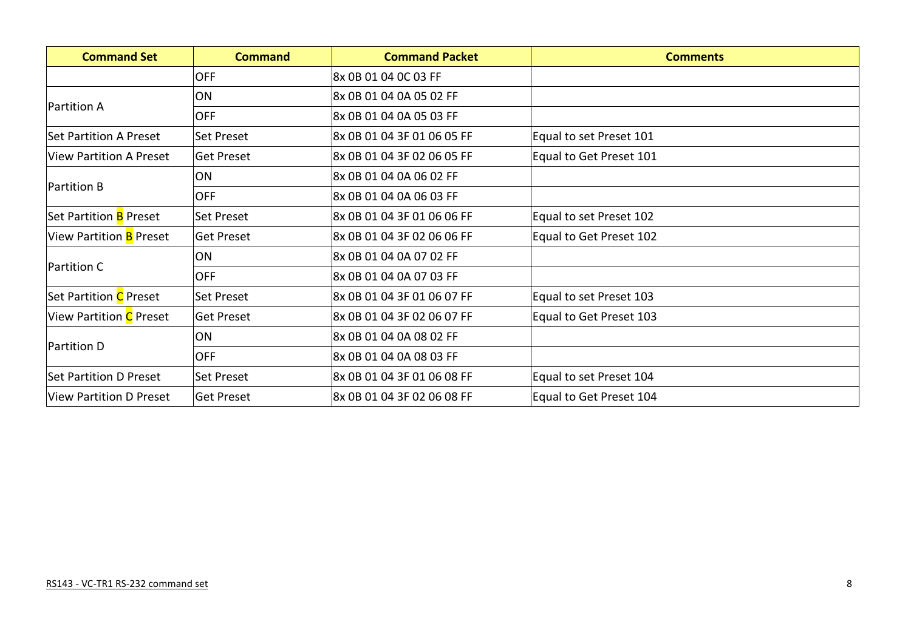| Command Set | Command | Command Packet | Comments |
| --- | --- | --- | --- |
| | OFF | 8x 0B 01 04 0C 03 FF | |
| Partition A | ON | 8x 0B 01 04 0A 05 02 FF | |
| | OFF | 8x 0B 01 04 0A 05 03 FF | |
| Set Partition A Preset | Set Preset | 8x 0B 01 04 3F 01 06 05 FF | Equal to set Preset 101 |
| View Partition A Preset | Get Preset | 8x 0B 01 04 3F 02 06 05 FF | Equal to Get Preset 101 |
| Partition B | ON | 8x 0B 01 04 0A 06 02 FF | |
| | OFF | 8x 0B 01 04 0A 06 03 FF | |
| Set Partition B Preset | Set Preset | 8x 0B 01 04 3F 01 06 06 FF | Equal to set Preset 102 |
| View Partition B Preset | Get Preset | 8x 0B 01 04 3F 02 06 06 FF | Equal to Get Preset 102 |
| Partition C | ON | 8x 0B 01 04 0A 07 02 FF | |
| | OFF | 8x 0B 01 04 0A 07 03 FF | |
| Set Partition C Preset | Set Preset | 8x 0B 01 04 3F 01 06 07 FF | Equal to set Preset 103 |
| View Partition C Preset | Get Preset | 8x 0B 01 04 3F 02 06 07 FF | Equal to Get Preset 103 |
| Partition D | ON | 8x 0B 01 04 0A 08 02 FF | |
| | OFF | 8x 0B 01 04 0A 08 03 FF | |
| Set Partition D Preset | Set Preset | 8x 0B 01 04 3F 01 06 08 FF | Equal to set Preset 104 |
| View Partition D Preset | Get Preset | 8x 0B 01 04 3F 02 06 08 FF | Equal to Get Preset 104 |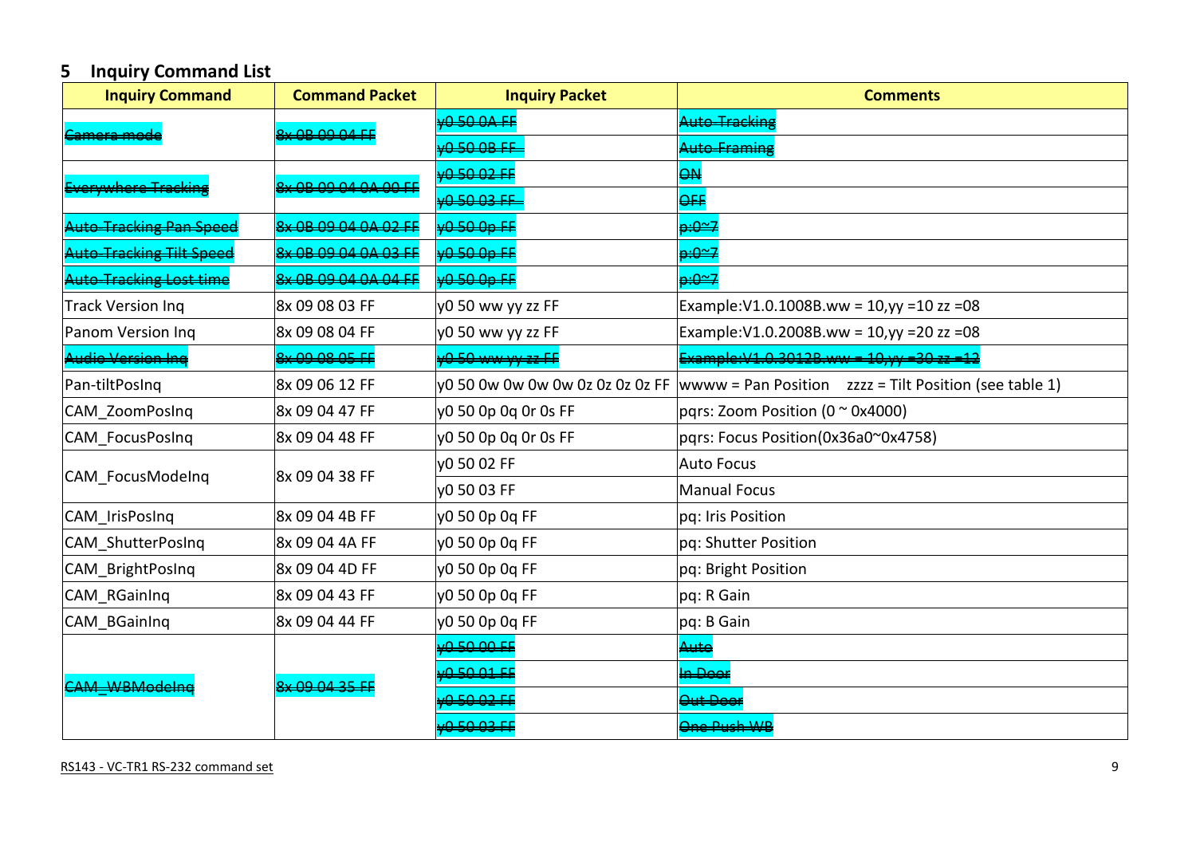## 5 Inquiry Command List

| Inquiry Command | Command Packet | Inquiry Packet | Comments |
|---|---|---|---|
| ~~Camera mode~~ | ~~8x 0B 09 04 FF~~ | ~~y0 50 0A FF~~ | ~~Auto-Tracking~~ |
| | | ~~y0 50 0B FF~~ | ~~Auto-Framing~~ |
| ~~Everywhere Tracking~~ | ~~8x 0B 09 04 0A 00 FF~~ | ~~y0 50 02 FF~~ | ~~ON~~ |
| | | ~~y0 50 03 FF~~ | ~~OFF~~ |
| ~~Auto-Tracking Pan Speed~~ | ~~8x 0B 09 04 0A 02 FF~~ | ~~y0 50 0p FF~~ | ~~p:0~7~~ |
| ~~Auto-Tracking Tilt Speed~~ | ~~8x 0B 09 04 0A 03 FF~~ | ~~y0 50 0p FF~~ | ~~p:0~7~~ |
| ~~Auto-Tracking Lost time~~ | ~~8x 0B 09 04 0A 04 FF~~ | ~~y0 50 0p FF~~ | ~~p:0~7~~ |
| Track Version Inq | 8x 09 08 03 FF | y0 50 ww yy zz FF | Example:V1.0.1008B.ww = 10,yy =10 zz =08 |
| Panom Version Inq | 8x 09 08 04 FF | y0 50 ww yy zz FF | Example:V1.0.2008B.ww = 10,yy =20 zz =08 |
| ~~Audio Version Inq~~ | ~~8x 09 08 05 FF~~ | ~~y0 50 ww yy zz FF~~ | ~~Example:V1.0.3012B.ww = 10,yy =30 zz =12~~ |
| Pan-tiltPosInq | 8x 09 06 12 FF | y0 50 0w 0w 0w 0w 0z 0z 0z 0z FF | wwww = Pan Position zzzz = Tilt Position (see table 1) |
| CAM_ZoomPosInq | 8x 09 04 47 FF | y0 50 0p 0q 0r 0s FF | pqrs: Zoom Position (0 ~ 0x4000) |
| CAM_FocusPosInq | 8x 09 04 48 FF | y0 50 0p 0q 0r 0s FF | pqrs: Focus Position(0x36a0~0x4758) |
| CAM_FocusModeInq | 8x 09 04 38 FF | y0 50 02 FF | Auto Focus |
| | | y0 50 03 FF | Manual Focus |
| CAM_IrisPosInq | 8x 09 04 4B FF | y0 50 0p 0q FF | pq: Iris Position |
| CAM_ShutterPosInq | 8x 09 04 4A FF | y0 50 0p 0q FF | pq: Shutter Position |
| CAM_BrightPosInq | 8x 09 04 4D FF | y0 50 0p 0q FF | pq: Bright Position |
| CAM_RGainInq | 8x 09 04 43 FF | y0 50 0p 0q FF | pq: R Gain |
| CAM_BGainInq | 8x 09 04 44 FF | y0 50 0p 0q FF | pq: B Gain |
| ~~CAM_WBModeInq~~ | ~~8x 09 04 35 FF~~ | ~~y0 50 00 FF~~ | ~~Auto~~ |
| | | ~~y0 50 01 FF~~ | ~~In Door~~ |
| | | ~~y0 50 02 FF~~ | ~~Out Door~~ |
| | | ~~y0 50 03 FF~~ | ~~One Push WB~~ |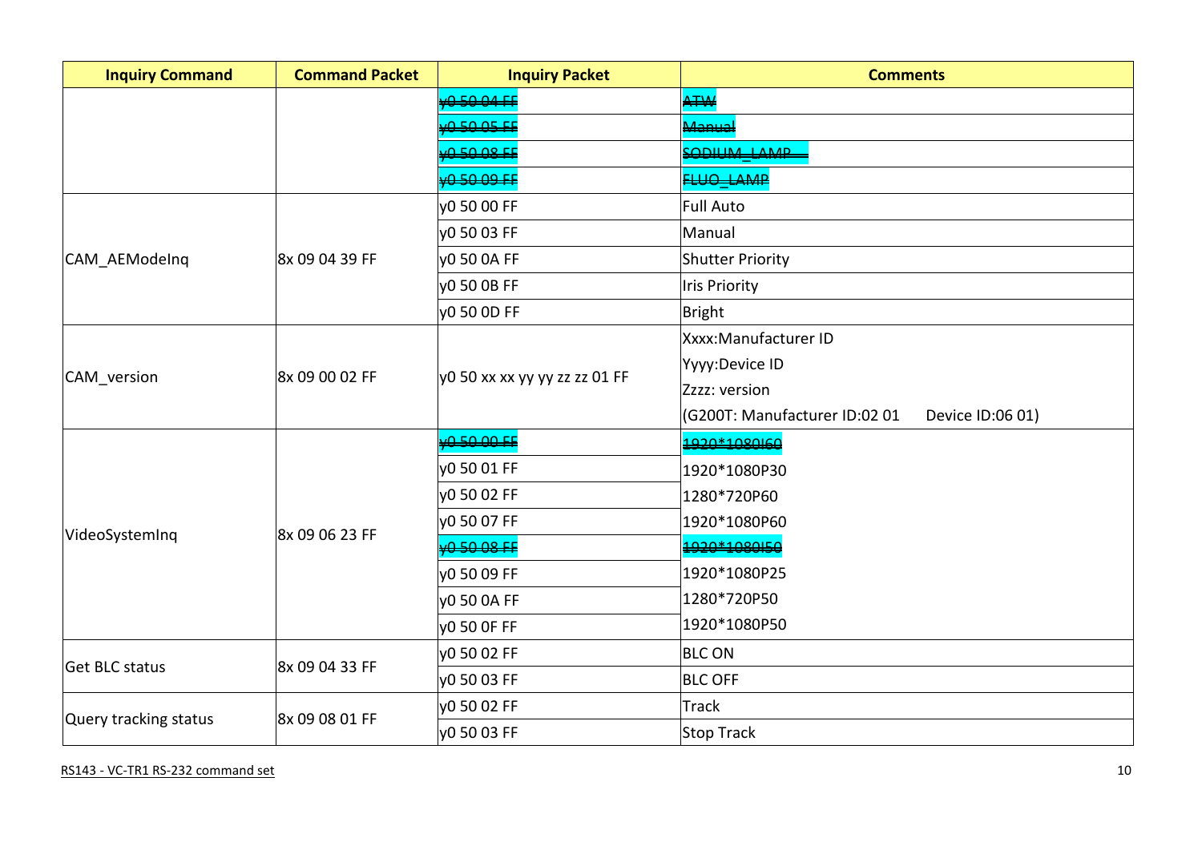| Inquiry Command | Command Packet | Inquiry Packet | Comments |
|---|---|---|---|
| | | ~~y0 50 04 FF~~ | ~~ATW~~ |
| | | ~~y0 50 05 FF~~ | ~~Manual~~ |
| | | ~~y0 50 08 FF~~ | ~~SODIUM_LAMP~~ |
| | | ~~y0 50 09 FF~~ | ~~FLUO_LAMP~~ |
| CAM_AEModeInq | 8x 09 04 39 FF | y0 50 00 FF | Full Auto |
| | | y0 50 03 FF | Manual |
| | | y0 50 0A FF | Shutter Priority |
| | | y0 50 0B FF | Iris Priority |
| | | y0 50 0D FF | Bright |
| CAM_version | 8x 09 00 02 FF | y0 50 xx xx yy yy zz zz 01 FF | Xxxx:Manufacturer ID<br>Yyyy:Device ID<br>Zzzz: version<br>(G200T: Manufacturer ID:02 01 Device ID:06 01) |
| VideoSystemInq | 8x 09 06 23 FF | ~~y0 50 00 FF~~ | ~~1920*1080I60~~ |
| | | y0 50 01 FF | 1920*1080P30 |
| | | y0 50 02 FF | 1280*720P60 |
| | | y0 50 07 FF | 1920*1080P60 |
| | | ~~y0 50 08 FF~~ | ~~1920*1080I50~~ |
| | | y0 50 09 FF | 1920*1080P25 |
| | | y0 50 0A FF | 1280*720P50 |
| | | y0 50 0F FF | 1920*1080P50 |
| Get BLC status | 8x 09 04 33 FF | y0 50 02 FF | BLC ON |
| | | y0 50 03 FF | BLC OFF |
| Query tracking status | 8x 09 08 01 FF | y0 50 02 FF | Track |
| | | y0 50 03 FF | Stop Track |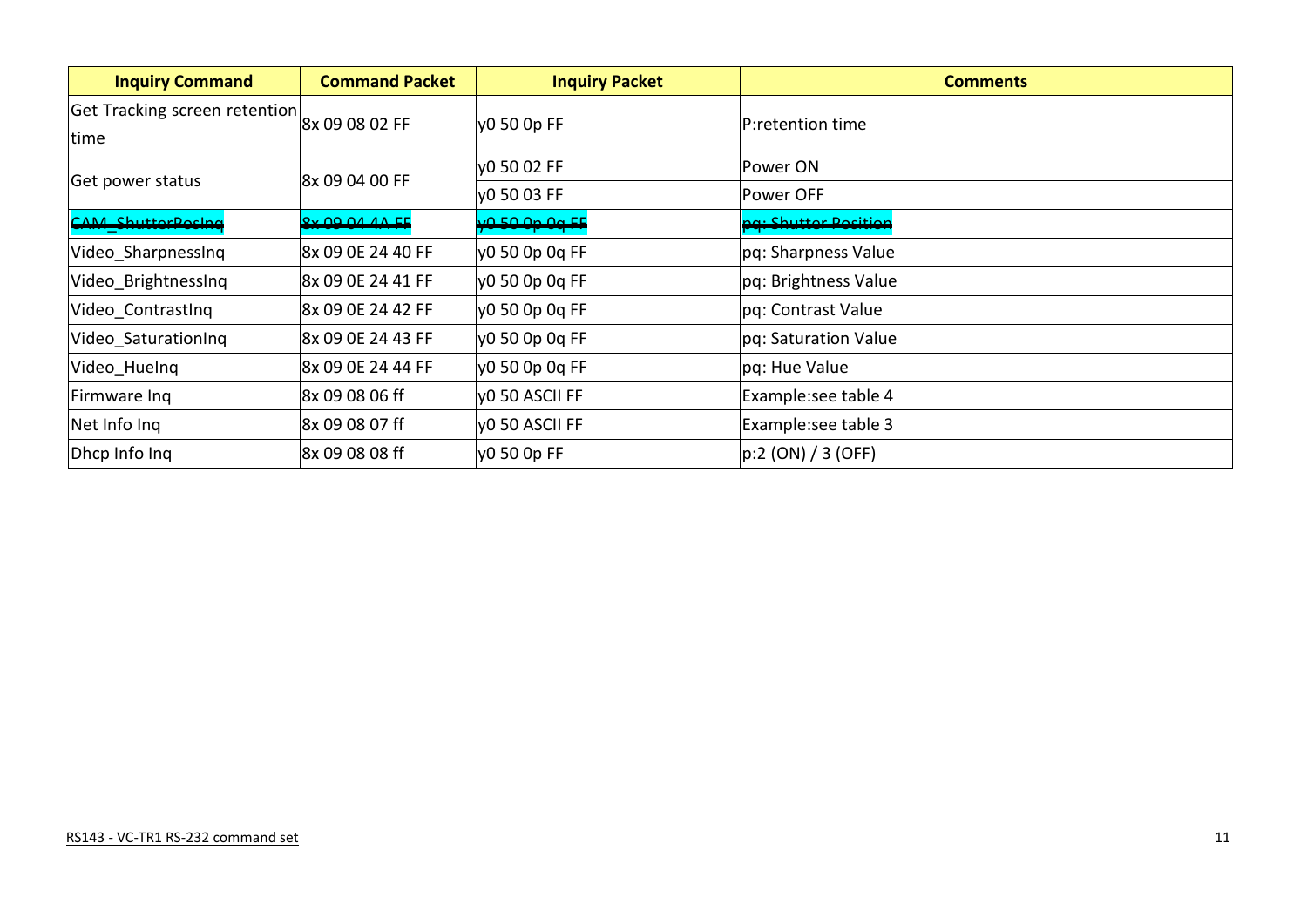| Inquiry Command | Command Packet | Inquiry Packet | Comments |
| --- | --- | --- | --- |
| Get Tracking screen retention time | 8x 09 08 02 FF | y0 50 0p FF | P:retention time |
| Get power status | 8x 09 04 00 FF | y0 50 02 FF | Power ON |
| | | y0 50 03 FF | Power OFF |
| ~~CAM_ShutterPosInq~~ | ~~8x 09 04 4A FF~~ | ~~y0 50 0p 0q FF~~ | ~~pq: Shutter Position~~ |
| Video_SharpnessInq | 8x 09 0E 24 40 FF | y0 50 0p 0q FF | pq: Sharpness Value |
| Video_BrightnessInq | 8x 09 0E 24 41 FF | y0 50 0p 0q FF | pq: Brightness Value |
| Video_ContrastInq | 8x 09 0E 24 42 FF | y0 50 0p 0q FF | pq: Contrast Value |
| Video_SaturationInq | 8x 09 0E 24 43 FF | y0 50 0p 0q FF | pq: Saturation Value |
| Video_HueInq | 8x 09 0E 24 44 FF | y0 50 0p 0q FF | pq: Hue Value |
| Firmware Inq | 8x 09 08 06 ff | y0 50 ASCII FF | Example:see table 4 |
| Net Info Inq | 8x 09 08 07 ff | y0 50 ASCII FF | Example:see table 3 |
| Dhcp Info Inq | 8x 09 08 08 ff | y0 50 0p FF | p:2 (ON) / 3 (OFF) |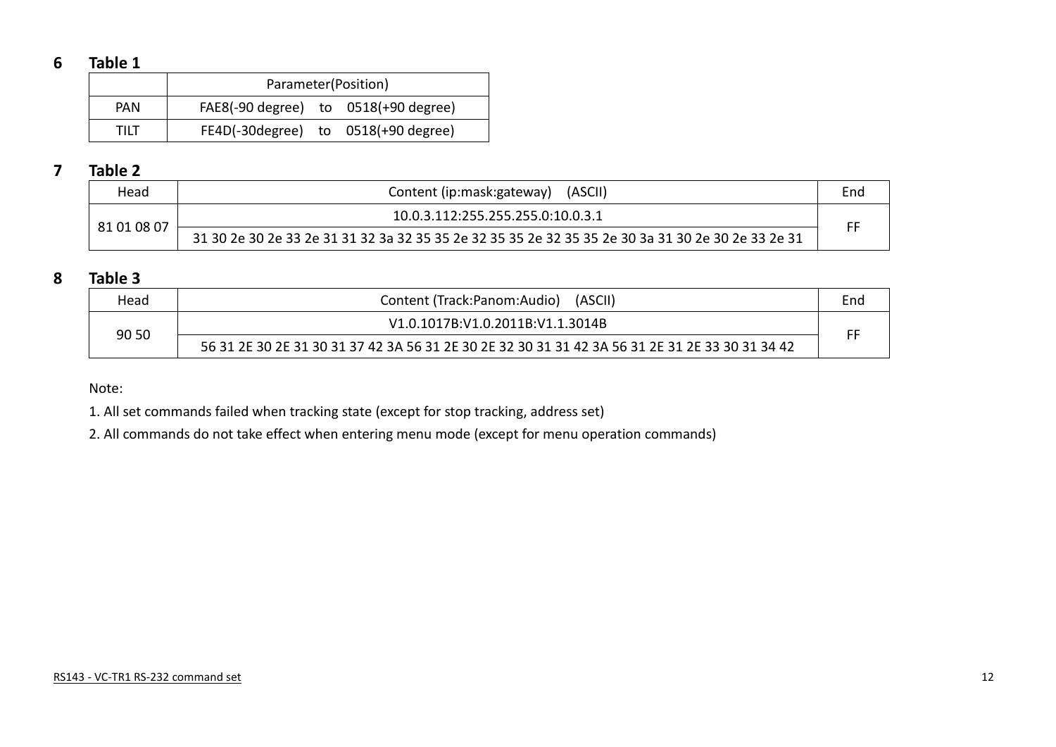## 6 Table 1

| | Parameter(Position) |
|---|---|
| PAN | FAE8(-90 degree) to 0518(+90 degree) |
| TILT | FE4D(-30degree) to 0518(+90 degree) |

## 7 Table 2

| Head | Content (ip:mask:gateway) (ASCII) | End |
|---|---|---|
| 81 01 08 07 | 10.0.3.112:255.255.255.0:10.0.3.1 | FF |
| | 31 30 2e 30 2e 33 2e 31 31 32 3a 32 35 35 2e 32 35 35 2e 32 35 35 2e 30 3a 31 30 2e 30 2e 33 2e 31 | |

## 8 Table 3

| Head | Content (Track:Panom:Audio) (ASCII) | End |
|---|---|---|
| 90 50 | V1.0.1017B:V1.0.2011B:V1.1.3014B | FF |
| | 56 31 2E 30 2E 31 30 31 37 42 3A 56 31 2E 30 2E 32 30 31 31 42 3A 56 31 2E 31 2E 33 30 31 34 42 | |

Note:

1. All set commands failed when tracking state (except for stop tracking, address set)

2. All commands do not take effect when entering menu mode (except for menu operation commands)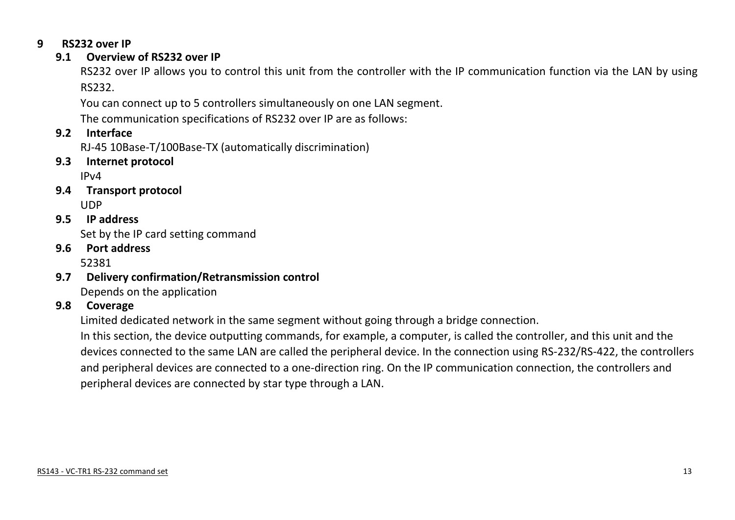# 9 RS232 over IP

## 9.1 Overview of RS232 over IP

RS232 over IP allows you to control this unit from the controller with the IP communication function via the LAN by using RS232.

You can connect up to 5 controllers simultaneously on one LAN segment.

The communication specifications of RS232 over IP are as follows:

## 9.2 Interface

RJ-45 10Base-T/100Base-TX (automatically discrimination)

## 9.3 Internet protocol

IPv4

## 9.4 Transport protocol

UDP

## 9.5 IP address

Set by the IP card setting command

## 9.6 Port address

52381

## 9.7 Delivery confirmation/Retransmission control

Depends on the application

## 9.8 Coverage

Limited dedicated network in the same segment without going through a bridge connection.

In this section, the device outputting commands, for example, a computer, is called the controller, and this unit and the devices connected to the same LAN are called the peripheral device. In the connection using RS-232/RS-422, the controllers and peripheral devices are connected to a one-direction ring. On the IP communication connection, the controllers and peripheral devices are connected by star type through a LAN.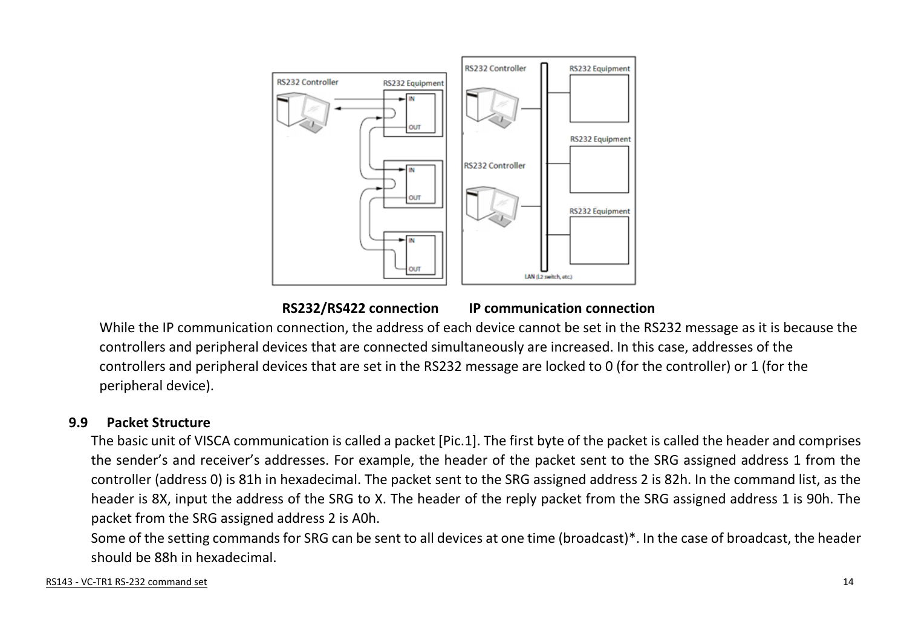**RS232/RS422 connection        IP communication connection**

While the IP communication connection, the address of each device cannot be set in the RS232 message as it is because the controllers and peripheral devices that are connected simultaneously are increased. In this case, addresses of the controllers and peripheral devices that are set in the RS232 message are locked to 0 (for the controller) or 1 (for the peripheral device).

### 9.9 Packet Structure

The basic unit of VISCA communication is called a packet [Pic.1]. The first byte of the packet is called the header and comprises the sender's and receiver's addresses. For example, the header of the packet sent to the SRG assigned address 1 from the controller (address 0) is 81h in hexadecimal. The packet sent to the SRG assigned address 2 is 82h. In the command list, as the header is 8X, input the address of the SRG to X. The header of the reply packet from the SRG assigned address 1 is 90h. The packet from the SRG assigned address 2 is A0h.

Some of the setting commands for SRG can be sent to all devices at one time (broadcast)*. In the case of broadcast, the header should be 88h in hexadecimal.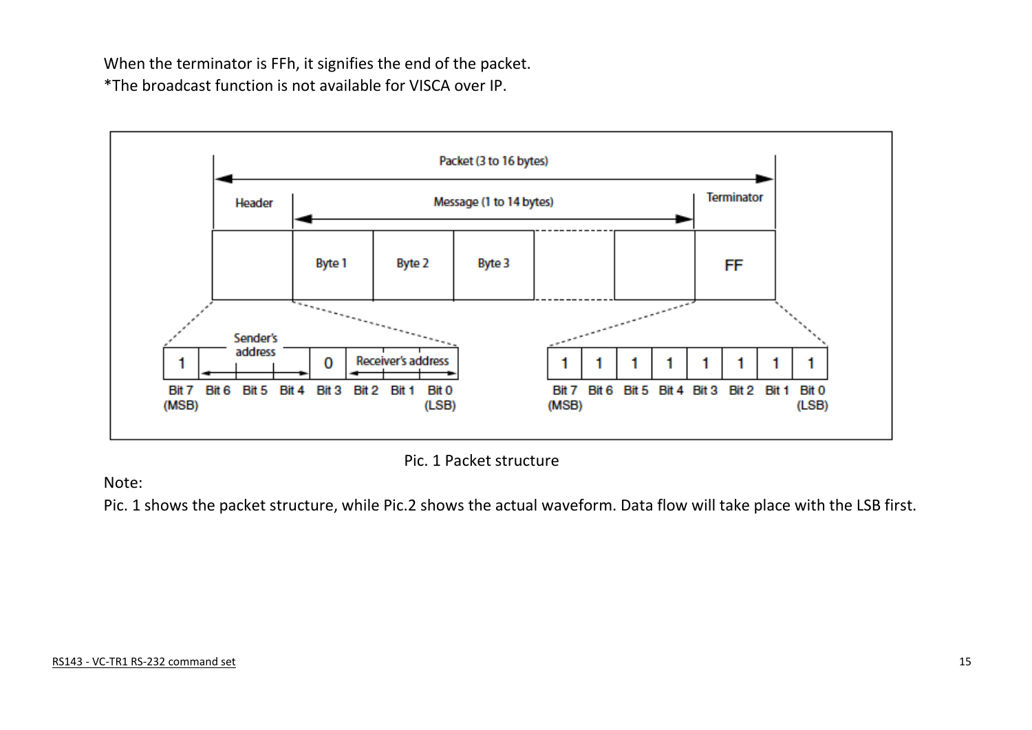When the terminator is FFh, it signifies the end of the packet.
*The broadcast function is not available for VISCA over IP.

Pic. 1 Packet structure

Note:
Pic. 1 shows the packet structure, while Pic.2 shows the actual waveform. Data flow will take place with the LSB first.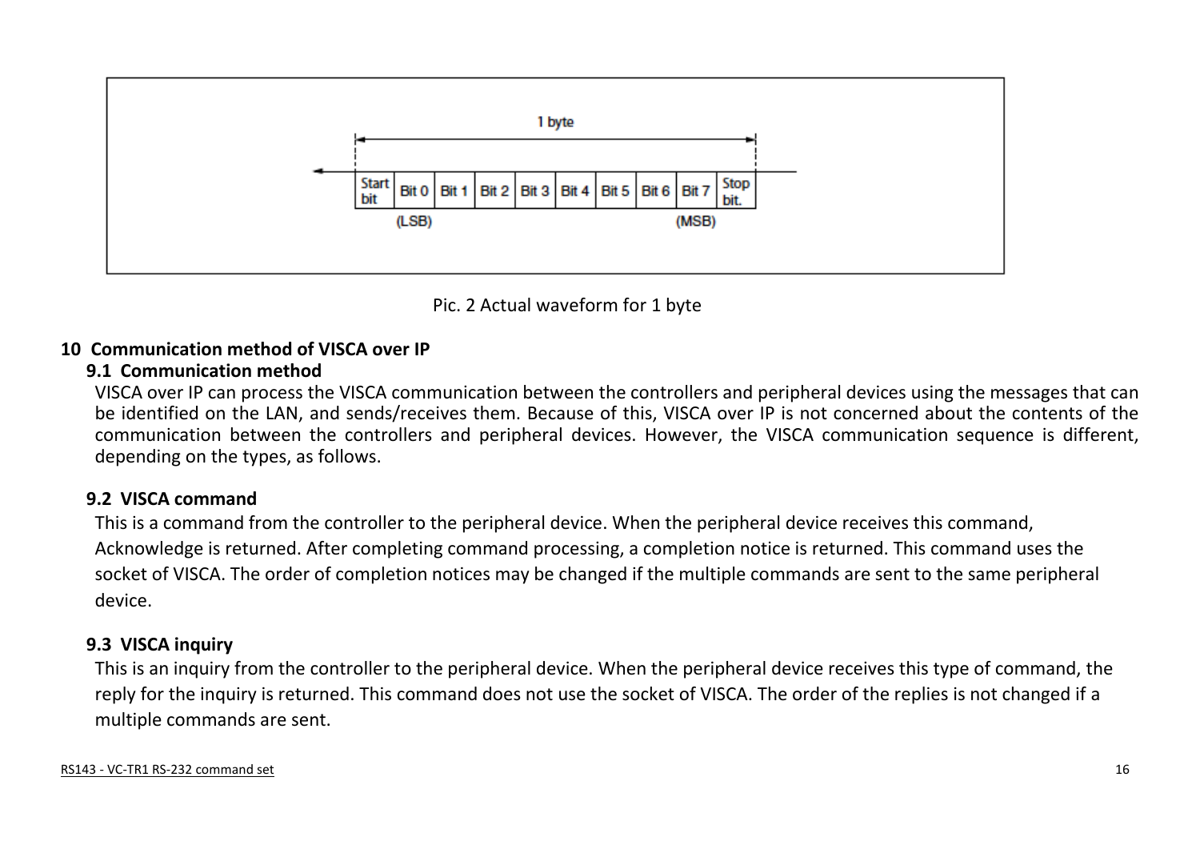| Start bit | Bit 0 (LSB) | Bit 1 | Bit 2 | Bit 3 | Bit 4 | Bit 5 | Bit 6 | Bit 7 (MSB) | Stop bit. |
|---|---|---|---|---|---|---|---|---|---|

1 byte

Pic. 2 Actual waveform for 1 byte

## 10 Communication method of VISCA over IP

### 9.1 Communication method

VISCA over IP can process the VISCA communication between the controllers and peripheral devices using the messages that can be identified on the LAN, and sends/receives them. Because of this, VISCA over IP is not concerned about the contents of the communication between the controllers and peripheral devices. However, the VISCA communication sequence is different, depending on the types, as follows.

### 9.2 VISCA command

This is a command from the controller to the peripheral device. When the peripheral device receives this command, Acknowledge is returned. After completing command processing, a completion notice is returned. This command uses the socket of VISCA. The order of completion notices may be changed if the multiple commands are sent to the same peripheral device.

### 9.3 VISCA inquiry

This is an inquiry from the controller to the peripheral device. When the peripheral device receives this type of command, the reply for the inquiry is returned. This command does not use the socket of VISCA. The order of the replies is not changed if a multiple commands are sent.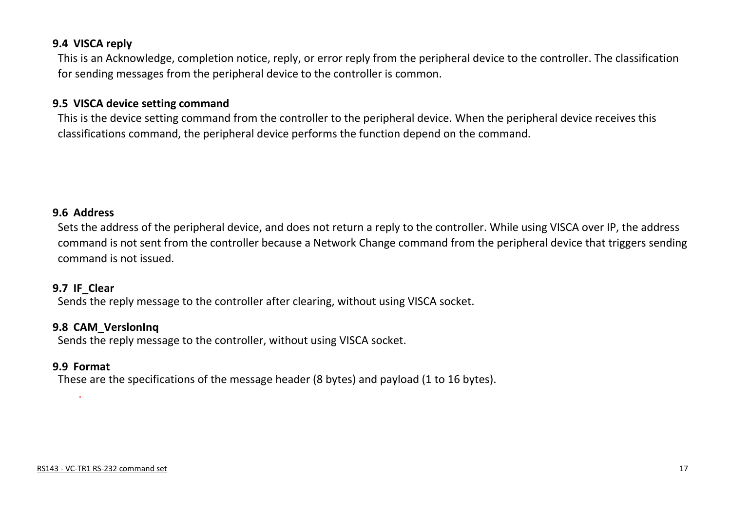### 9.4 VISCA reply

This is an Acknowledge, completion notice, reply, or error reply from the peripheral device to the controller. The classification for sending messages from the peripheral device to the controller is common.

### 9.5 VISCA device setting command

This is the device setting command from the controller to the peripheral device. When the peripheral device receives this classifications command, the peripheral device performs the function depend on the command.

### 9.6 Address

Sets the address of the peripheral device, and does not return a reply to the controller. While using VISCA over IP, the address command is not sent from the controller because a Network Change command from the peripheral device that triggers sending command is not issued.

### 9.7 IF_Clear

Sends the reply message to the controller after clearing, without using VISCA socket.

### 9.8 CAM_VersIonInq

Sends the reply message to the controller, without using VISCA socket.

### 9.9 Format

These are the specifications of the message header (8 bytes) and payload (1 to 16 bytes).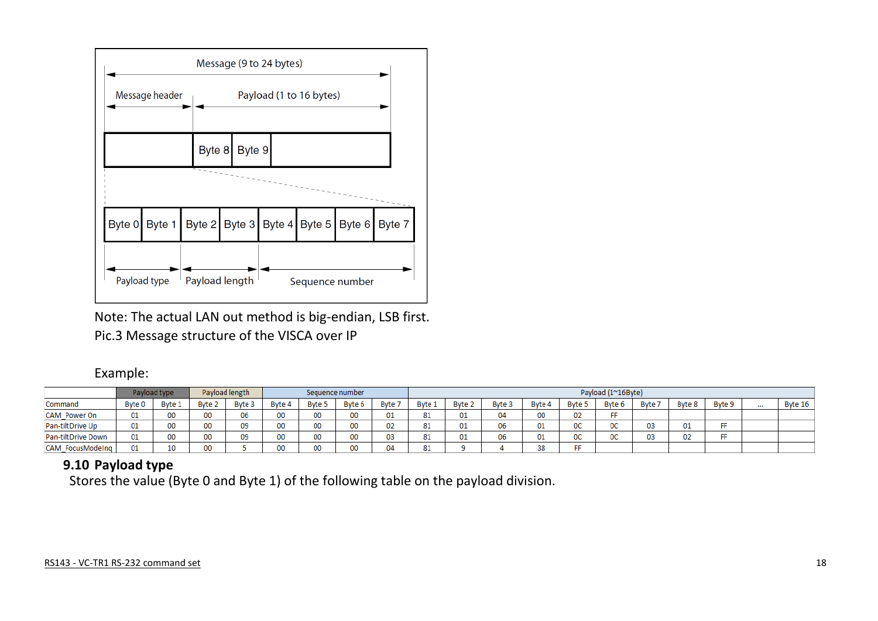Message (9 to 24 bytes)

| Message header | | | | | | | | Payload (1 to 16 bytes) | | |
|---|---|---|---|---|---|---|---|---|---|---|
| Byte 0 | Byte 1 | Byte 2 | Byte 3 | Byte 4 | Byte 5 | Byte 6 | Byte 7 | Byte 8 | Byte 9 | ... |
| Payload type | | Payload length | | Sequence number | | | | | | |

Note: The actual LAN out method is big-endian, LSB first.

Pic.3 Message structure of the VISCA over IP

Example:

| | Payload type | | Payload length | | Sequence number | | | | Payload (1~16Byte) | | | | | | | | | | |
|---|---|---|---|---|---|---|---|---|---|---|---|---|---|---|---|---|---|---|---|
| Command | Byte 0 | Byte 1 | Byte 2 | Byte 3 | Byte 4 | Byte 5 | Byte 6 | Byte 7 | Byte 1 | Byte 2 | Byte 3 | Byte 4 | Byte 5 | Byte 6 | Byte 7 | Byte 8 | Byte 9 | ... | Byte 16 |
| CAM_Power On | 01 | 00 | 00 | 06 | 00 | 00 | 00 | 01 | 81 | 01 | 04 | 00 | 02 | FF | | | | | |
| Pan-tiltDrive Up | 01 | 00 | 00 | 09 | 00 | 00 | 00 | 02 | 81 | 01 | 06 | 01 | 0C | 0C | 03 | 01 | FF | | |
| Pan-tiltDrive Down | 01 | 00 | 00 | 09 | 00 | 00 | 00 | 03 | 81 | 01 | 06 | 01 | 0C | 0C | 03 | 02 | FF | | |
| CAM_FocusModeInq | 01 | 10 | 00 | 5 | 00 | 00 | 00 | 04 | 81 | 9 | 4 | 38 | FF | | | | | | |

## 9.10 Payload type

Stores the value (Byte 0 and Byte 1) of the following table on the payload division.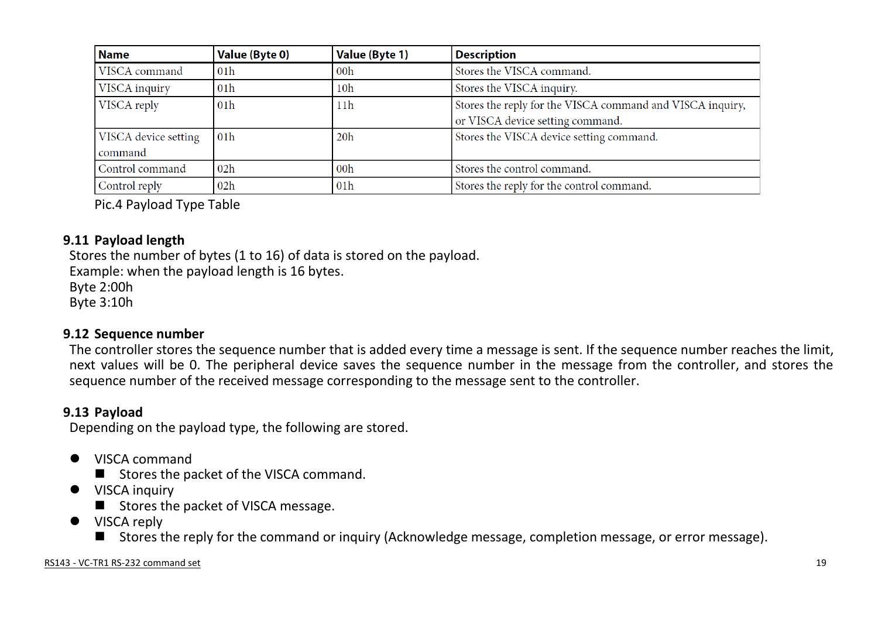| Name | Value (Byte 0) | Value (Byte 1) | Description |
| --- | --- | --- | --- |
| VISCA command | 01h | 00h | Stores the VISCA command. |
| VISCA inquiry | 01h | 10h | Stores the VISCA inquiry. |
| VISCA reply | 01h | 11h | Stores the reply for the VISCA command and VISCA inquiry, or VISCA device setting command. |
| VISCA device setting command | 01h | 20h | Stores the VISCA device setting command. |
| Control command | 02h | 00h | Stores the control command. |
| Control reply | 02h | 01h | Stores the reply for the control command. |

Pic.4 Payload Type Table

### 9.11 Payload length

Stores the number of bytes (1 to 16) of data is stored on the payload.
Example: when the payload length is 16 bytes.
Byte 2:00h
Byte 3:10h

### 9.12 Sequence number

The controller stores the sequence number that is added every time a message is sent. If the sequence number reaches the limit, next values will be 0. The peripheral device saves the sequence number in the message from the controller, and stores the sequence number of the received message corresponding to the message sent to the controller.

### 9.13 Payload

Depending on the payload type, the following are stored.

- VISCA command
  - Stores the packet of the VISCA command.
- VISCA inquiry
  - Stores the packet of VISCA message.
- VISCA reply
  - Stores the reply for the command or inquiry (Acknowledge message, completion message, or error message).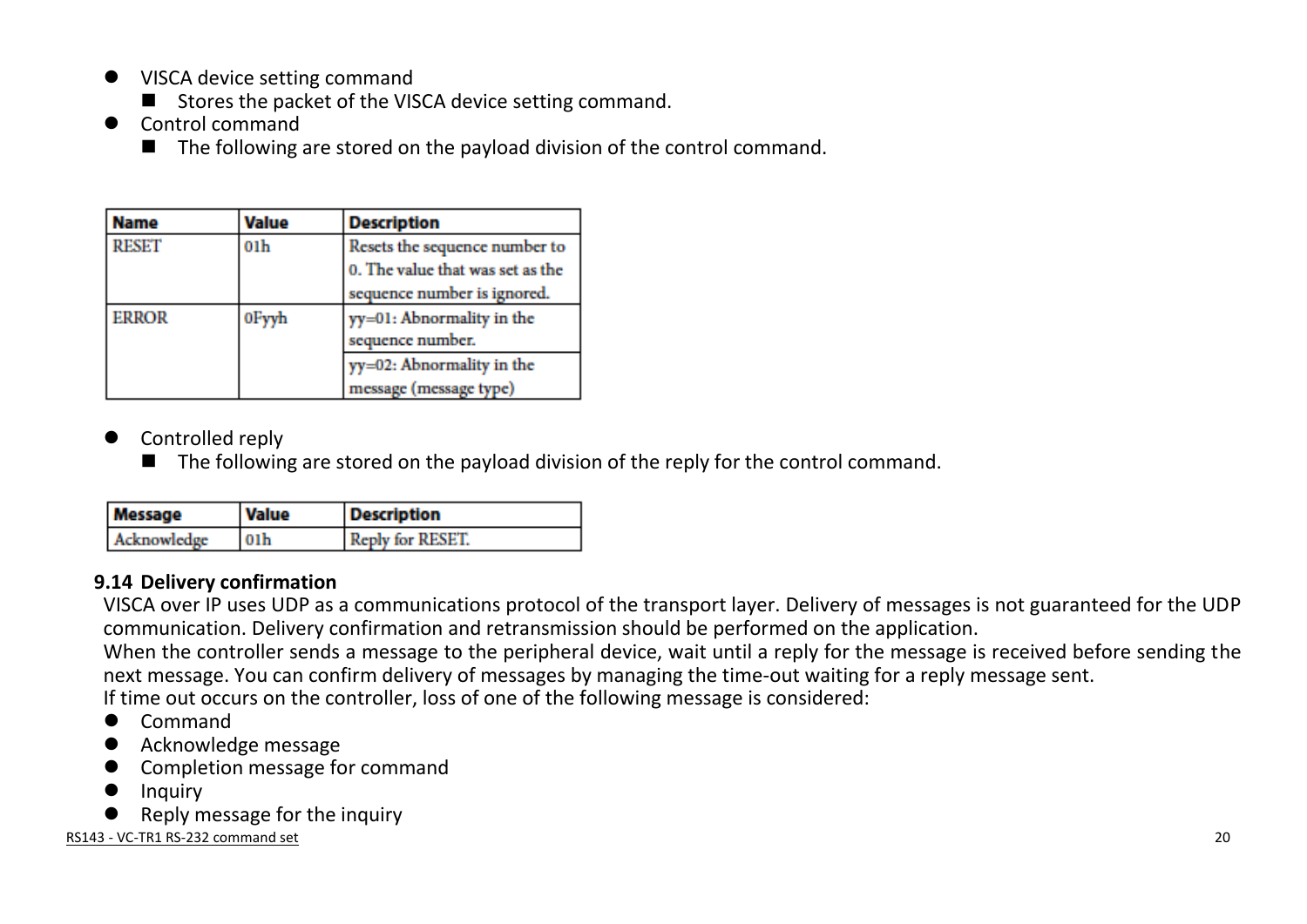- VISCA device setting command
  - Stores the packet of the VISCA device setting command.
- Control command
  - The following are stored on the payload division of the control command.

| Name | Value | Description |
| --- | --- | --- |
| RESET | 01h | Resets the sequence number to 0. The value that was set as the sequence number is ignored. |
| ERROR | 0Fyyh | yy=01: Abnormality in the sequence number. |
| | | yy=02: Abnormality in the message (message type) |

- Controlled reply
  - The following are stored on the payload division of the reply for the control command.

| Message | Value | Description |
| --- | --- | --- |
| Acknowledge | 01h | Reply for RESET. |

## 9.14 Delivery confirmation

VISCA over IP uses UDP as a communications protocol of the transport layer. Delivery of messages is not guaranteed for the UDP communication. Delivery confirmation and retransmission should be performed on the application.
When the controller sends a message to the peripheral device, wait until a reply for the message is received before sending the next message. You can confirm delivery of messages by managing the time-out waiting for a reply message sent.
If time out occurs on the controller, loss of one of the following message is considered:

- Command
- Acknowledge message
- Completion message for command
- Inquiry
- Reply message for the inquiry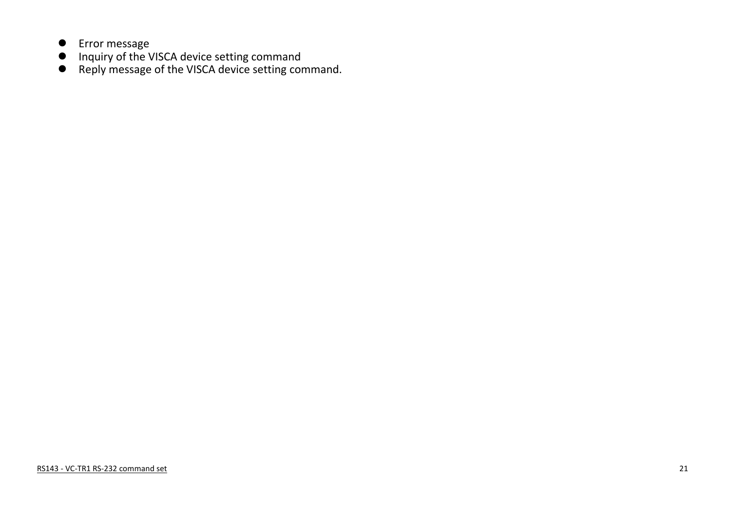- Error message
- Inquiry of the VISCA device setting command
- Reply message of the VISCA device setting command.